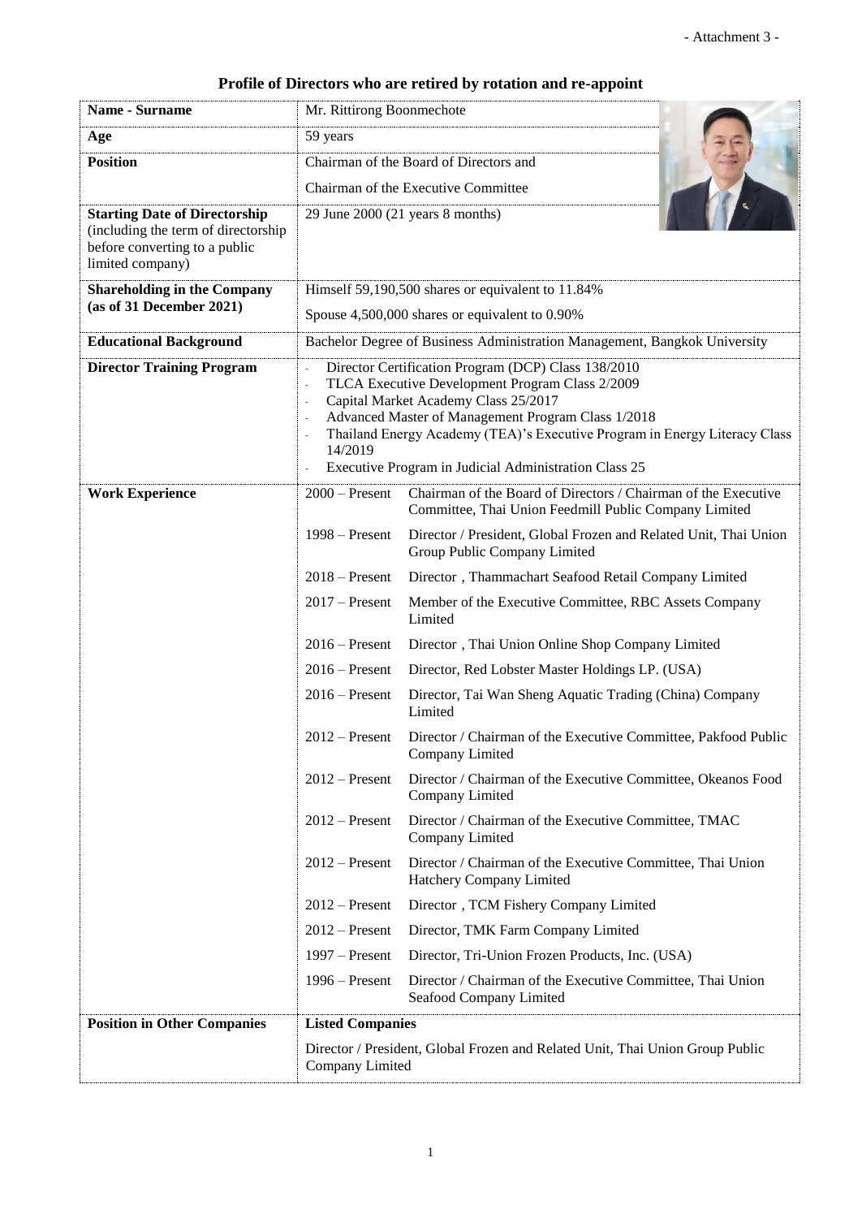- Attachment 3 -

# Profile of Directors who are retired by rotation and re-appoint

| | | |
|---|---|---|
| **Name - Surname** | Mr. Rittirong Boonmechote | |
| **Age** | 59 years | |
| **Position** | Chairman of the Board of Directors and<br>Chairman of the Executive Committee | |
| **Starting Date of Directorship** (including the term of directorship before converting to a public limited company) | 29 June 2000 (21 years 8 months) | |
| **Shareholding in the Company (as of 31 December 2021)** | Himself 59,190,500 shares or equivalent to 11.84%<br>Spouse 4,500,000 shares or equivalent to 0.90% | |
| **Educational Background** | Bachelor Degree of Business Administration Management, Bangkok University | |
| **Director Training Program** | - Director Certification Program (DCP) Class 138/2010<br>- TLCA Executive Development Program Class 2/2009<br>- Capital Market Academy Class 25/2017<br>- Advanced Master of Management Program Class 1/2018<br>- Thailand Energy Academy (TEA)'s Executive Program in Energy Literacy Class 14/2019<br>- Executive Program in Judicial Administration Class 25 | |
| **Work Experience** | 2000 – Present | Chairman of the Board of Directors / Chairman of the Executive Committee, Thai Union Feedmill Public Company Limited |
| | 1998 – Present | Director / President, Global Frozen and Related Unit, Thai Union Group Public Company Limited |
| | 2018 – Present | Director , Thammachart Seafood Retail Company Limited |
| | 2017 – Present | Member of the Executive Committee, RBC Assets Company Limited |
| | 2016 – Present | Director , Thai Union Online Shop Company Limited |
| | 2016 – Present | Director, Red Lobster Master Holdings LP. (USA) |
| | 2016 – Present | Director, Tai Wan Sheng Aquatic Trading (China) Company Limited |
| | 2012 – Present | Director / Chairman of the Executive Committee, Pakfood Public Company Limited |
| | 2012 – Present | Director / Chairman of the Executive Committee, Okeanos Food Company Limited |
| | 2012 – Present | Director / Chairman of the Executive Committee, TMAC Company Limited |
| | 2012 – Present | Director / Chairman of the Executive Committee, Thai Union Hatchery Company Limited |
| | 2012 – Present | Director , TCM Fishery Company Limited |
| | 2012 – Present | Director, TMK Farm Company Limited |
| | 1997 – Present | Director, Tri-Union Frozen Products, Inc. (USA) |
| | 1996 – Present | Director / Chairman of the Executive Committee, Thai Union Seafood Company Limited |
| **Position in Other Companies** | **Listed Companies**<br>Director / President, Global Frozen and Related Unit, Thai Union Group Public Company Limited | |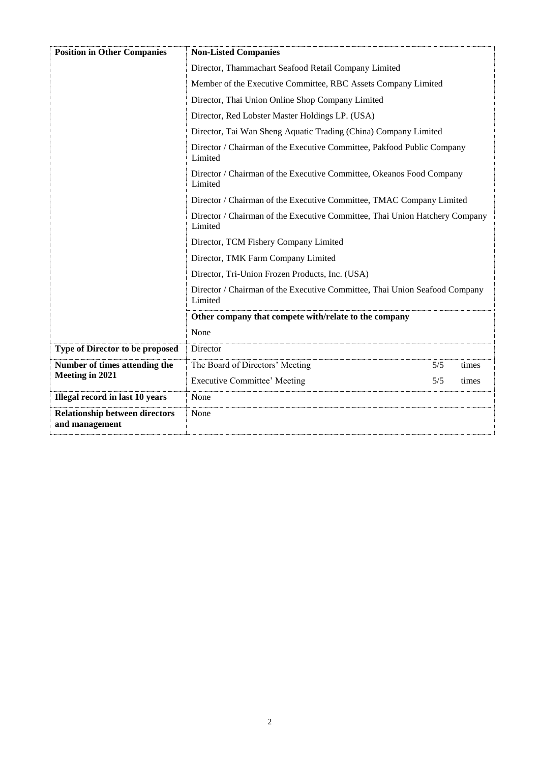| | |
|---|---|
| **Position in Other Companies** | **Non-Listed Companies** |
| | Director, Thammachart Seafood Retail Company Limited |
| | Member of the Executive Committee, RBC Assets Company Limited |
| | Director, Thai Union Online Shop Company Limited |
| | Director, Red Lobster Master Holdings LP. (USA) |
| | Director, Tai Wan Sheng Aquatic Trading (China) Company Limited |
| | Director / Chairman of the Executive Committee, Pakfood Public Company Limited |
| | Director / Chairman of the Executive Committee, Okeanos Food Company Limited |
| | Director / Chairman of the Executive Committee, TMAC Company Limited |
| | Director / Chairman of the Executive Committee, Thai Union Hatchery Company Limited |
| | Director, TCM Fishery Company Limited |
| | Director, TMK Farm Company Limited |
| | Director, Tri-Union Frozen Products, Inc. (USA) |
| | Director / Chairman of the Executive Committee, Thai Union Seafood Company Limited |
| | **Other company that compete with/relate to the company** |
| | None |
| **Type of Director to be proposed** | Director |
| **Number of times attending the Meeting in 2021** | The Board of Directors' Meeting 5/5 times |
| | Executive Committee' Meeting 5/5 times |
| **Illegal record in last 10 years** | None |
| **Relationship between directors and management** | None |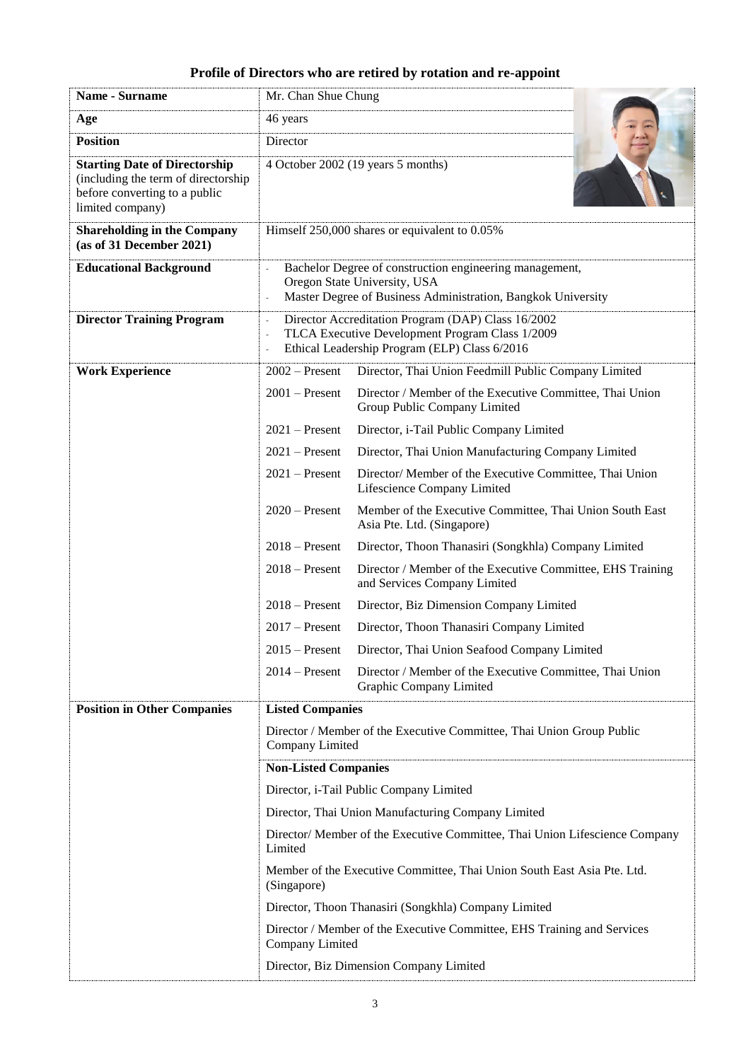## Profile of Directors who are retired by rotation and re-appoint

| **Name - Surname** | Mr. Chan Shue Chung | |
|---|---|---|
| **Age** | 46 years | |
| **Position** | Director | |
| **Starting Date of Directorship** (including the term of directorship before converting to a public limited company) | 4 October 2002 (19 years 5 months) | |
| **Shareholding in the Company (as of 31 December 2021)** | Himself 250,000 shares or equivalent to 0.05% | |
| **Educational Background** | - Bachelor Degree of construction engineering management, Oregon State University, USA<br>- Master Degree of Business Administration, Bangkok University | |
| **Director Training Program** | - Director Accreditation Program (DAP) Class 16/2002<br>- TLCA Executive Development Program Class 1/2009<br>- Ethical Leadership Program (ELP) Class 6/2016 | |
| **Work Experience** | 2002 – Present | Director, Thai Union Feedmill Public Company Limited |
| | 2001 – Present | Director / Member of the Executive Committee, Thai Union Group Public Company Limited |
| | 2021 – Present | Director, i-Tail Public Company Limited |
| | 2021 – Present | Director, Thai Union Manufacturing Company Limited |
| | 2021 – Present | Director/ Member of the Executive Committee, Thai Union Lifescience Company Limited |
| | 2020 – Present | Member of the Executive Committee, Thai Union South East Asia Pte. Ltd. (Singapore) |
| | 2018 – Present | Director, Thoon Thanasiri (Songkhla) Company Limited |
| | 2018 – Present | Director / Member of the Executive Committee, EHS Training and Services Company Limited |
| | 2018 – Present | Director, Biz Dimension Company Limited |
| | 2017 – Present | Director, Thoon Thanasiri Company Limited |
| | 2015 – Present | Director, Thai Union Seafood Company Limited |
| | 2014 – Present | Director / Member of the Executive Committee, Thai Union Graphic Company Limited |
| **Position in Other Companies** | **Listed Companies** | |
| | Director / Member of the Executive Committee, Thai Union Group Public Company Limited | |
| | **Non-Listed Companies** | |
| | Director, i-Tail Public Company Limited | |
| | Director, Thai Union Manufacturing Company Limited | |
| | Director/ Member of the Executive Committee, Thai Union Lifescience Company Limited | |
| | Member of the Executive Committee, Thai Union South East Asia Pte. Ltd. (Singapore) | |
| | Director, Thoon Thanasiri (Songkhla) Company Limited | |
| | Director / Member of the Executive Committee, EHS Training and Services Company Limited | |
| | Director, Biz Dimension Company Limited | |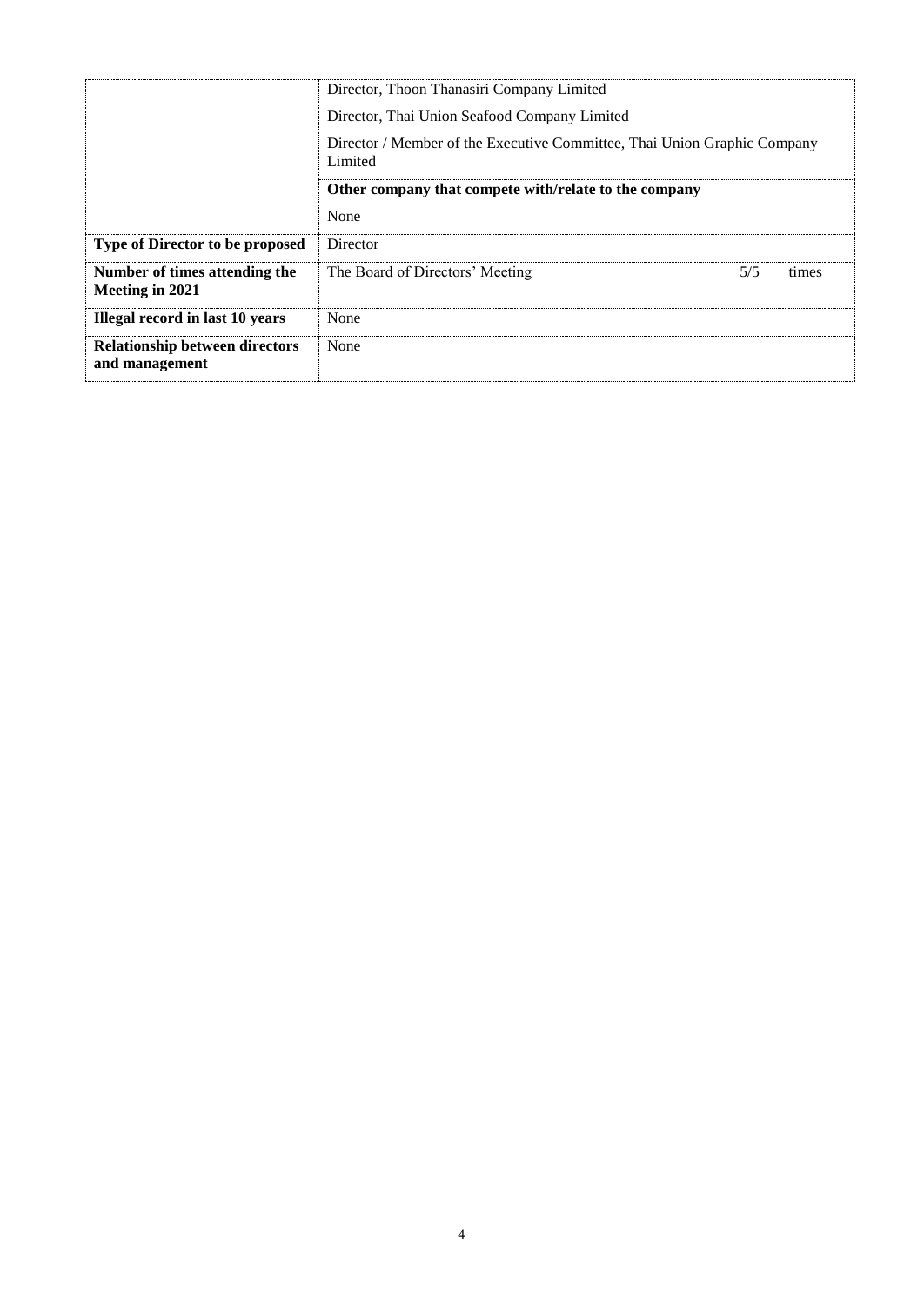| | |
|---|---|
| | Director, Thoon Thanasiri Company Limited |
| | Director, Thai Union Seafood Company Limited |
| | Director / Member of the Executive Committee, Thai Union Graphic Company Limited |
| | **Other company that compete with/relate to the company** |
| | None |
| **Type of Director to be proposed** | Director |
| **Number of times attending the Meeting in 2021** | The Board of Directors' Meeting 5/5 times |
| **Illegal record in last 10 years** | None |
| **Relationship between directors and management** | None |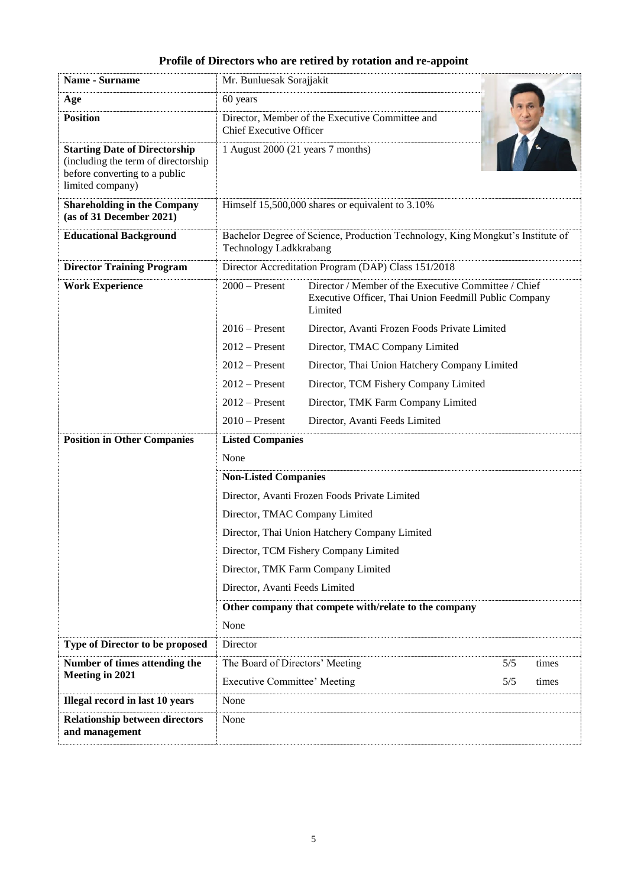# Profile of Directors who are retired by rotation and re-appoint

| | | |
|---|---|---|
| **Name - Surname** | Mr. Bunluesak Sorajjakit | |
| **Age** | 60 years | |
| **Position** | Director, Member of the Executive Committee and Chief Executive Officer | |
| **Starting Date of Directorship** (including the term of directorship before converting to a public limited company) | 1 August 2000 (21 years 7 months) | |
| **Shareholding in the Company (as of 31 December 2021)** | Himself 15,500,000 shares or equivalent to 3.10% | |
| **Educational Background** | Bachelor Degree of Science, Production Technology, King Mongkut's Institute of Technology Ladkkrabang | |
| **Director Training Program** | Director Accreditation Program (DAP) Class 151/2018 | |
| **Work Experience** | 2000 – Present | Director / Member of the Executive Committee / Chief Executive Officer, Thai Union Feedmill Public Company Limited |
| | 2016 – Present | Director, Avanti Frozen Foods Private Limited |
| | 2012 – Present | Director, TMAC Company Limited |
| | 2012 – Present | Director, Thai Union Hatchery Company Limited |
| | 2012 – Present | Director, TCM Fishery Company Limited |
| | 2012 – Present | Director, TMK Farm Company Limited |
| | 2010 – Present | Director, Avanti Feeds Limited |
| **Position in Other Companies** | **Listed Companies** | |
| | None | |
| | **Non-Listed Companies** | |
| | Director, Avanti Frozen Foods Private Limited | |
| | Director, TMAC Company Limited | |
| | Director, Thai Union Hatchery Company Limited | |
| | Director, TCM Fishery Company Limited | |
| | Director, TMK Farm Company Limited | |
| | Director, Avanti Feeds Limited | |
| | **Other company that compete with/relate to the company** | |
| | None | |
| **Type of Director to be proposed** | Director | |
| **Number of times attending the Meeting in 2021** | The Board of Directors' Meeting | 5/5 times |
| | Executive Committee' Meeting | 5/5 times |
| **Illegal record in last 10 years** | None | |
| **Relationship between directors and management** | None | |